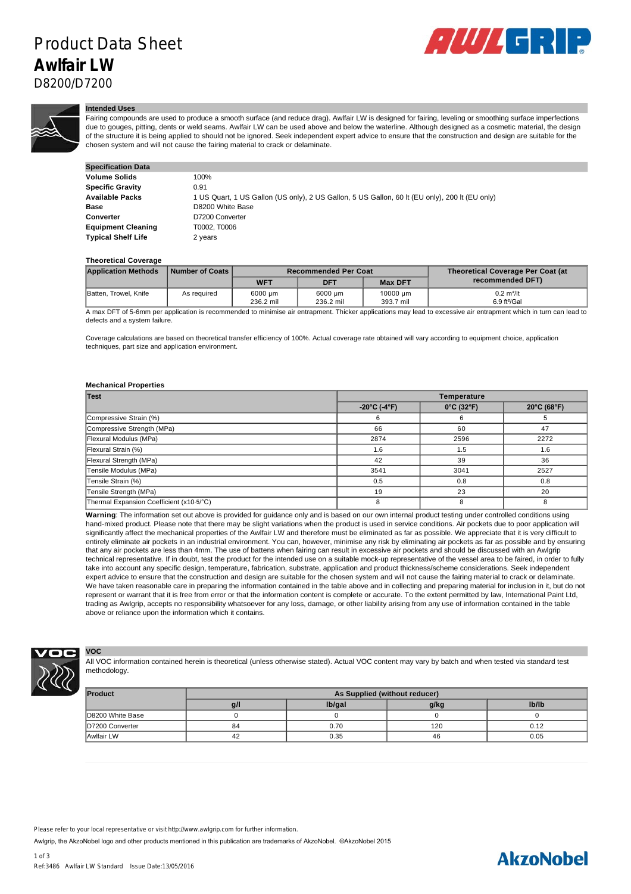# Product Data Sheet

## Awlfair LW

D8200/D7200

### Intended Uses

Fairing compounds are used to produce a smooth surface (and reduce drag). Awlfair LW is designed for fairing, leveling or smoothing surface imperfections due to gouges, pitting, dents or weld seams. Awlfair LW can be used above and below the waterline. Although designed as a cosmetic material, the design of the structure it is being applied to should not be ignored. Seek independent expert advice to ensure that the construction and design are suitable for the chosen system and will not cause the fairing material to crack or delaminate.

### Specification Data

| | |
|---|---|
| **Volume Solids** | 100% |
| **Specific Gravity** | 0.91 |
| **Available Packs** | 1 US Quart, 1 US Gallon (US only), 2 US Gallon, 5 US Gallon, 60 lt (EU only), 200 lt (EU only) |
| **Base** | D8200 White Base |
| **Converter** | D7200 Converter |
| **Equipment Cleaning** | T0002, T0006 |
| **Typical Shelf Life** | 2 years |

### Theoretical Coverage

| Application Methods | Number of Coats | Recommended Per Coat | | | Theoretical Coverage Per Coat (at recommended DFT) |
|---|---|---|---|---|---|
| | | WFT | DFT | Max DFT | |
| Batten, Trowel, Knife | As required | 6000 µm 236.2 mil | 6000 µm 236.2 mil | 10000 µm 393.7 mil | 0.2 m²/lt 6.9 ft²/Gal |

A max DFT of 5-6mm per application is recommended to minimise air entrapment. Thicker applications may lead to excessive air entrapment which in turn can lead to defects and a system failure.

Coverage calculations are based on theoretical transfer efficiency of 100%. Actual coverage rate obtained will vary according to equipment choice, application techniques, part size and application environment.

### Mechanical Properties

| Test | Temperature | | |
|---|---|---|---|
| | -20°C (-4°F) | 0°C (32°F) | 20°C (68°F) |
| Compressive Strain (%) | 6 | 6 | 5 |
| Compressive Strength (MPa) | 66 | 60 | 47 |
| Flexural Modulus (MPa) | 2874 | 2596 | 2272 |
| Flexural Strain (%) | 1.6 | 1.5 | 1.6 |
| Flexural Strength (MPa) | 42 | 39 | 36 |
| Tensile Modulus (MPa) | 3541 | 3041 | 2527 |
| Tensile Strain (%) | 0.5 | 0.8 | 0.8 |
| Tensile Strength (MPa) | 19 | 23 | 20 |
| Thermal Expansion Coefficient (x10-5/°C) | 8 | 8 | 8 |

**Warning**: The information set out above is provided for guidance only and is based on our own internal product testing under controlled conditions using hand-mixed product. Please note that there may be slight variations when the product is used in service conditions. Air pockets due to poor application will significantly affect the mechanical properties of the Awlfair LW and therefore must be eliminated as far as possible. We appreciate that it is very difficult to entirely eliminate air pockets in an industrial environment. You can, however, minimise any risk by eliminating air pockets as far as possible and by ensuring that any air pockets are less than 4mm. The use of battens when fairing can result in excessive air pockets and should be discussed with an Awlgrip technical representative. If in doubt, test the product for the intended use on a suitable mock-up representative of the vessel area to be faired, in order to fully take into account any specific design, temperature, fabrication, substrate, application and product thickness/scheme considerations. Seek independent expert advice to ensure that the construction and design are suitable for the chosen system and will not cause the fairing material to crack or delaminate. We have taken reasonable care in preparing the information contained in the table above and in collecting and preparing material for inclusion in it, but do not represent or warrant that it is free from error or that the information content is complete or accurate. To the extent permitted by law, International Paint Ltd, trading as Awlgrip, accepts no responsibility whatsoever for any loss, damage, or other liability arising from any use of information contained in the table above or reliance upon the information which it contains.

### VOC

All VOC information contained herein is theoretical (unless otherwise stated). Actual VOC content may vary by batch and when tested via standard test methodology.

| Product | As Supplied (without reducer) | | | |
|---|---|---|---|---|
| | g/l | lb/gal | g/kg | lb/lb |
| D8200 White Base | 0 | 0 | 0 | 0 |
| D7200 Converter | 84 | 0.70 | 120 | 0.12 |
| Awlfair LW | 42 | 0.35 | 46 | 0.05 |

Please refer to your local representative or visit http://www.awlgrip.com for further information.

Awlgrip, the AkzoNobel logo and other products mentioned in this publication are trademarks of AkzoNobel. ©AkzoNobel 2015

Ref:3486 Awlfair LW Standard Issue Date:13/05/2016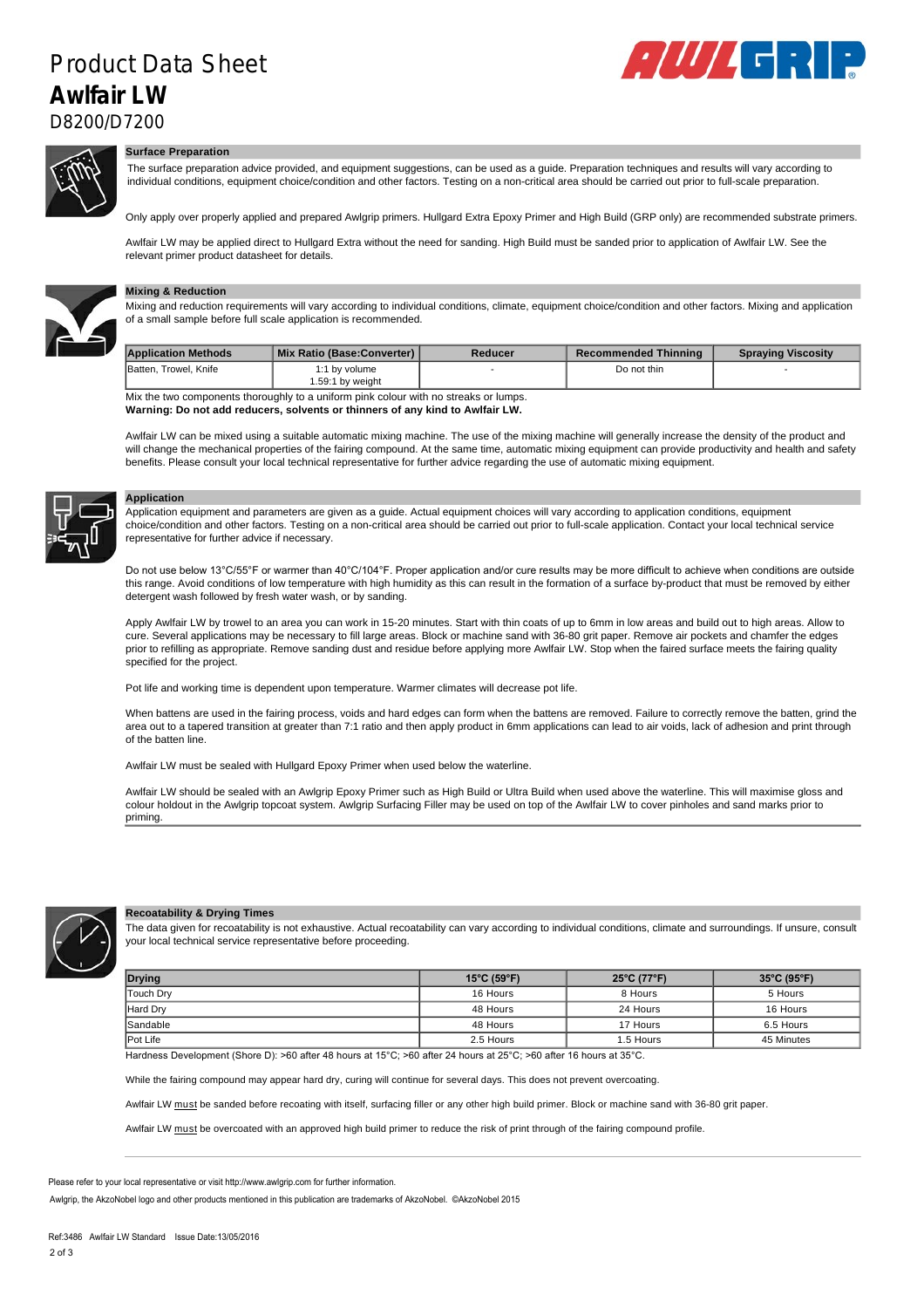# Product Data Sheet
**Awlfair LW**
D8200/D7200

## Surface Preparation

The surface preparation advice provided, and equipment suggestions, can be used as a guide. Preparation techniques and results will vary according to individual conditions, equipment choice/condition and other factors. Testing on a non-critical area should be carried out prior to full-scale preparation.

Only apply over properly applied and prepared Awlgrip primers. Hullgard Extra Epoxy Primer and High Build (GRP only) are recommended substrate primers.

Awlfair LW may be applied direct to Hullgard Extra without the need for sanding. High Build must be sanded prior to application of Awlfair LW. See the relevant primer product datasheet for details.

## Mixing & Reduction

Mixing and reduction requirements will vary according to individual conditions, climate, equipment choice/condition and other factors. Mixing and application of a small sample before full scale application is recommended.

| Application Methods | Mix Ratio (Base:Converter) | Reducer | Recommended Thinning | Spraying Viscosity |
|---|---|---|---|---|
| Batten, Trowel, Knife | 1:1 by volume<br>1.59:1 by weight | - | Do not thin | - |

Mix the two components thoroughly to a uniform pink colour with no streaks or lumps.
**Warning: Do not add reducers, solvents or thinners of any kind to Awlfair LW.**

Awlfair LW can be mixed using a suitable automatic mixing machine. The use of the mixing machine will generally increase the density of the product and will change the mechanical properties of the fairing compound. At the same time, automatic mixing equipment can provide productivity and health and safety benefits. Please consult your local technical representative for further advice regarding the use of automatic mixing equipment.

## Application

Application equipment and parameters are given as a guide. Actual equipment choices will vary according to application conditions, equipment choice/condition and other factors. Testing on a non-critical area should be carried out prior to full-scale application. Contact your local technical service representative for further advice if necessary.

Do not use below 13°C/55°F or warmer than 40°C/104°F. Proper application and/or cure results may be more difficult to achieve when conditions are outside this range. Avoid conditions of low temperature with high humidity as this can result in the formation of a surface by-product that must be removed by either detergent wash followed by fresh water wash, or by sanding.

Apply Awlfair LW by trowel to an area you can work in 15-20 minutes. Start with thin coats of up to 6mm in low areas and build out to high areas. Allow to cure. Several applications may be necessary to fill large areas. Block or machine sand with 36-80 grit paper. Remove air pockets and chamfer the edges prior to refilling as appropriate. Remove sanding dust and residue before applying more Awlfair LW. Stop when the faired surface meets the fairing quality specified for the project.

Pot life and working time is dependent upon temperature. Warmer climates will decrease pot life.

When battens are used in the fairing process, voids and hard edges can form when the battens are removed. Failure to correctly remove the batten, grind the area out to a tapered transition at greater than 7:1 ratio and then apply product in 6mm applications can lead to air voids, lack of adhesion and print through of the batten line.

Awlfair LW must be sealed with Hullgard Epoxy Primer when used below the waterline.

Awlfair LW should be sealed with an Awlgrip Epoxy Primer such as High Build or Ultra Build when used above the waterline. This will maximise gloss and colour holdout in the Awlgrip topcoat system. Awlgrip Surfacing Filler may be used on top of the Awlfair LW to cover pinholes and sand marks prior to priming.

## Recoatability & Drying Times

The data given for recoatability is not exhaustive. Actual recoatability can vary according to individual conditions, climate and surroundings. If unsure, consult your local technical service representative before proceeding.

| Drying | 15°C (59°F) | 25°C (77°F) | 35°C (95°F) |
|---|---|---|---|
| Touch Dry | 16 Hours | 8 Hours | 5 Hours |
| Hard Dry | 48 Hours | 24 Hours | 16 Hours |
| Sandable | 48 Hours | 17 Hours | 6.5 Hours |
| Pot Life | 2.5 Hours | 1.5 Hours | 45 Minutes |

Hardness Development (Shore D): >60 after 48 hours at 15°C; >60 after 24 hours at 25°C; >60 after 16 hours at 35°C.

While the fairing compound may appear hard dry, curing will continue for several days. This does not prevent overcoating.

Awlfair LW must be sanded before recoating with itself, surfacing filler or any other high build primer. Block or machine sand with 36-80 grit paper.

Awlfair LW must be overcoated with an approved high build primer to reduce the risk of print through of the fairing compound profile.

Please refer to your local representative or visit http://www.awlgrip.com for further information.

Awlgrip, the AkzoNobel logo and other products mentioned in this publication are trademarks of AkzoNobel. ©AkzoNobel 2015

Ref:3486 Awlfair LW Standard Issue Date:13/05/2016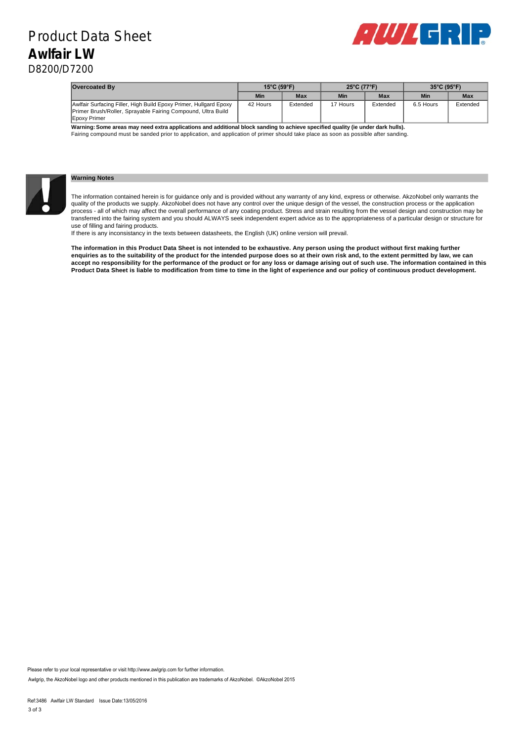# Product Data Sheet
## Awlfair LW
D8200/D7200

| Overcoated By | 15°C (59°F) | | 25°C (77°F) | | 35°C (95°F) | |
|---|---|---|---|---|---|---|
| | Min | Max | Min | Max | Min | Max |
| Awlfair Surfacing Filler, High Build Epoxy Primer, Hullgard Epoxy Primer Brush/Roller, Sprayable Fairing Compound, Ultra Build Epoxy Primer | 42 Hours | Extended | 17 Hours | Extended | 6.5 Hours | Extended |

**Warning: Some areas may need extra applications and additional block sanding to achieve specified quality (ie under dark hulls).**
Fairing compound must be sanded prior to application, and application of primer should take place as soon as possible after sanding.

### Warning Notes

The information contained herein is for guidance only and is provided without any warranty of any kind, express or otherwise. AkzoNobel only warrants the quality of the products we supply. AkzoNobel does not have any control over the unique design of the vessel, the construction process or the application process - all of which may affect the overall performance of any coating product. Stress and strain resulting from the vessel design and construction may be transferred into the fairing system and you should ALWAYS seek independent expert advice as to the appropriateness of a particular design or structure for use of filling and fairing products.
If there is any inconsistancy in the texts between datasheets, the English (UK) online version will prevail.

**The information in this Product Data Sheet is not intended to be exhaustive. Any person using the product without first making further enquiries as to the suitability of the product for the intended purpose does so at their own risk and, to the extent permitted by law, we can accept no responsibility for the performance of the product or for any loss or damage arising out of such use. The information contained in this Product Data Sheet is liable to modification from time to time in the light of experience and our policy of continuous product development.**

Please refer to your local representative or visit http://www.awlgrip.com for further information.

Awlgrip, the AkzoNobel logo and other products mentioned in this publication are trademarks of AkzoNobel. ©AkzoNobel 2015

Ref:3486 Awlfair LW Standard Issue Date:13/05/2016